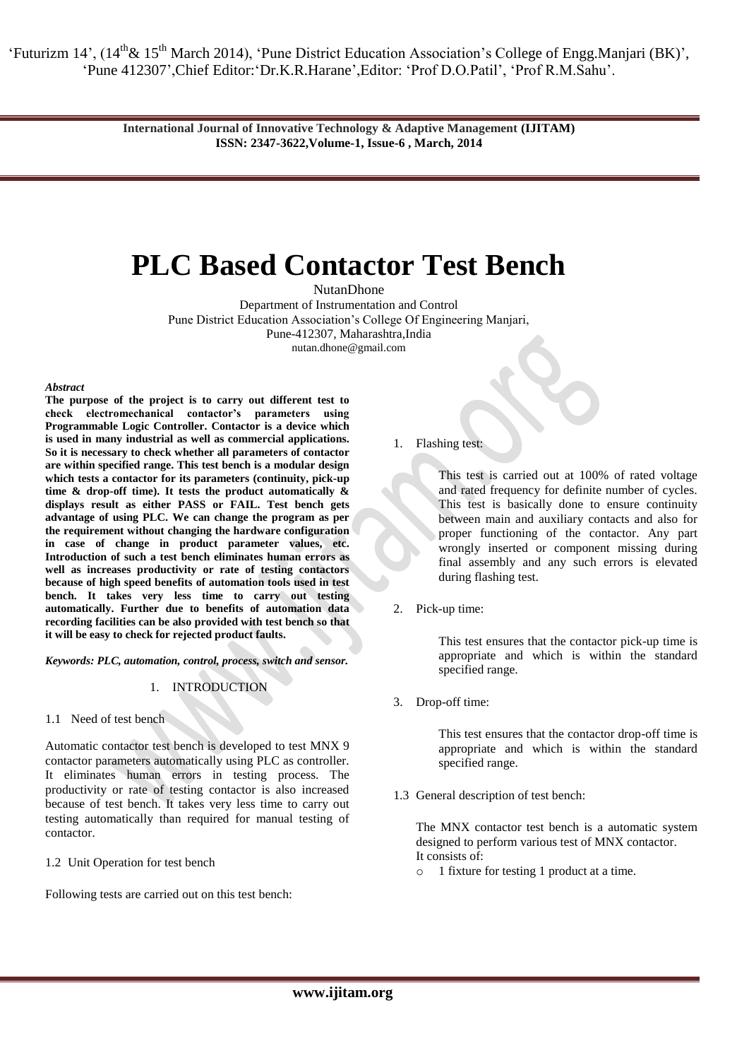# PLC Based Contactor Test Bench

NutanDhone

Department of Instrumentation and Control
Pune District Education Association's College Of Engineering Manjari,
Pune-412307, Maharashtra,India
nutan.dhone@gmail.com

***Abstract***

**The purpose of the project is to carry out different test to check electromechanical contactor's parameters using Programmable Logic Controller. Contactor is a device which is used in many industrial as well as commercial applications. So it is necessary to check whether all parameters of contactor are within specified range. This test bench is a modular design which tests a contactor for its parameters (continuity, pick-up time & drop-off time). It tests the product automatically & displays result as either PASS or FAIL. Test bench gets advantage of using PLC. We can change the program as per the requirement without changing the hardware configuration in case of change in product parameter values, etc. Introduction of such a test bench eliminates human errors as well as increases productivity or rate of testing contactors because of high speed benefits of automation tools used in test bench. It takes very less time to carry out testing automatically. Further due to benefits of automation data recording facilities can be also provided with test bench so that it will be easy to check for rejected product faults.**

***Keywords: PLC, automation, control, process, switch and sensor.***

## 1. INTRODUCTION

### 1.1 Need of test bench

Automatic contactor test bench is developed to test MNX 9 contactor parameters automatically using PLC as controller. It eliminates human errors in testing process. The productivity or rate of testing contactor is also increased because of test bench. It takes very less time to carry out testing automatically than required for manual testing of contactor.

### 1.2 Unit Operation for test bench

Following tests are carried out on this test bench:

1. Flashing test:

   This test is carried out at 100% of rated voltage and rated frequency for definite number of cycles. This test is basically done to ensure continuity between main and auxiliary contacts and also for proper functioning of the contactor. Any part wrongly inserted or component missing during final assembly and any such errors is elevated during flashing test.

2. Pick-up time:

   This test ensures that the contactor pick-up time is appropriate and which is within the standard specified range.

3. Drop-off time:

   This test ensures that the contactor drop-off time is appropriate and which is within the standard specified range.

### 1.3 General description of test bench:

The MNX contactor test bench is a automatic system designed to perform various test of MNX contactor.
It consists of:

- 1 fixture for testing 1 product at a time.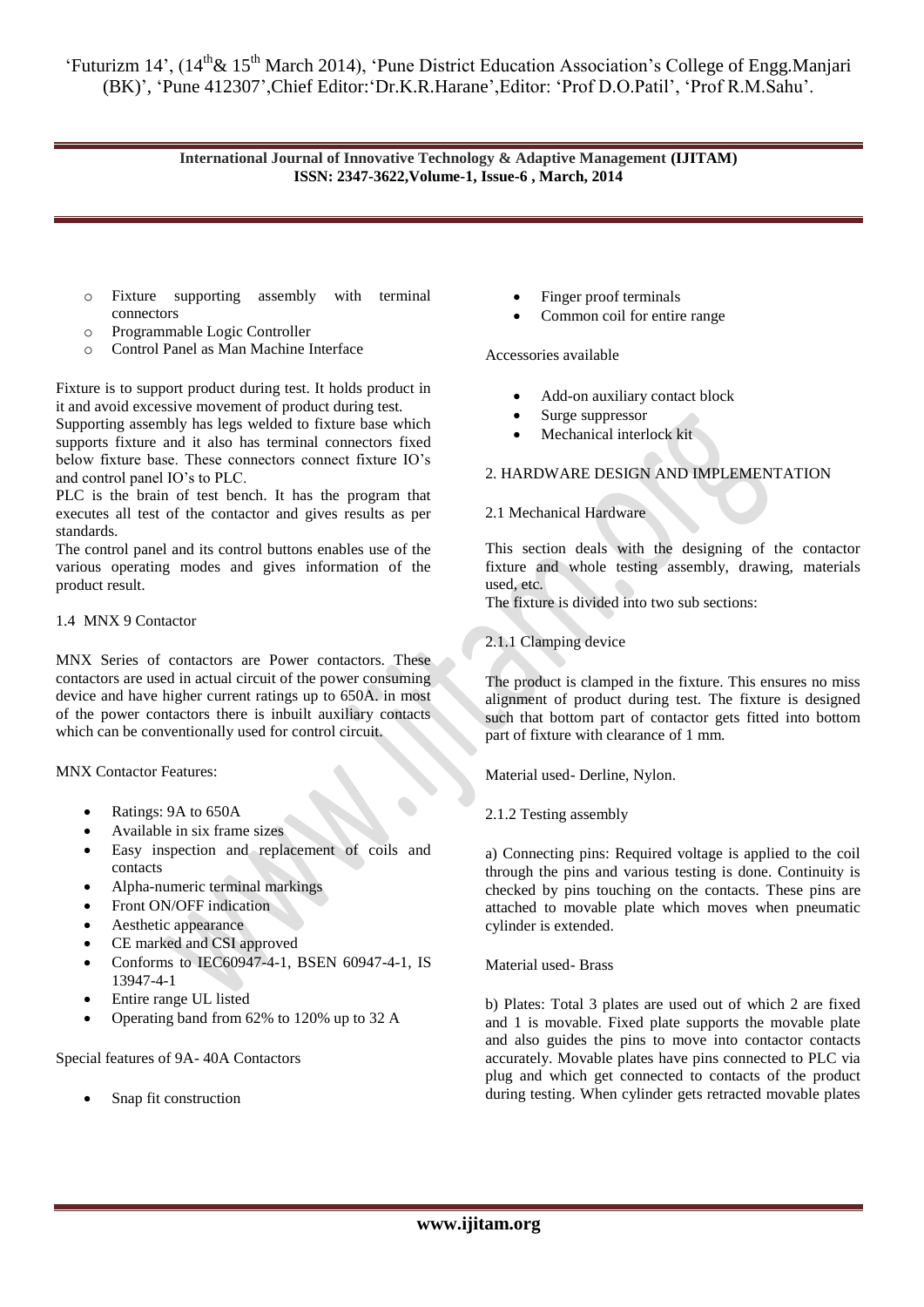- Fixture supporting assembly with terminal connectors
- Programmable Logic Controller
- Control Panel as Man Machine Interface

Fixture is to support product during test. It holds product in it and avoid excessive movement of product during test.

Supporting assembly has legs welded to fixture base which supports fixture and it also has terminal connectors fixed below fixture base. These connectors connect fixture IO's and control panel IO's to PLC.

PLC is the brain of test bench. It has the program that executes all test of the contactor and gives results as per standards.

The control panel and its control buttons enables use of the various operating modes and gives information of the product result.

1.4 MNX 9 Contactor

MNX Series of contactors are Power contactors. These contactors are used in actual circuit of the power consuming device and have higher current ratings up to 650A. in most of the power contactors there is inbuilt auxiliary contacts which can be conventionally used for control circuit.

MNX Contactor Features:

- Ratings: 9A to 650A
- Available in six frame sizes
- Easy inspection and replacement of coils and contacts
- Alpha-numeric terminal markings
- Front ON/OFF indication
- Aesthetic appearance
- CE marked and CSI approved
- Conforms to IEC60947-4-1, BSEN 60947-4-1, IS 13947-4-1
- Entire range UL listed
- Operating band from 62% to 120% up to 32 A

Special features of 9A- 40A Contactors

- Snap fit construction
- Finger proof terminals
- Common coil for entire range

Accessories available

- Add-on auxiliary contact block
- Surge suppressor
- Mechanical interlock kit

## 2. HARDWARE DESIGN AND IMPLEMENTATION

### 2.1 Mechanical Hardware

This section deals with the designing of the contactor fixture and whole testing assembly, drawing, materials used, etc.

The fixture is divided into two sub sections:

#### 2.1.1 Clamping device

The product is clamped in the fixture. This ensures no miss alignment of product during test. The fixture is designed such that bottom part of contactor gets fitted into bottom part of fixture with clearance of 1 mm.

Material used- Derline, Nylon.

#### 2.1.2 Testing assembly

a) Connecting pins: Required voltage is applied to the coil through the pins and various testing is done. Continuity is checked by pins touching on the contacts. These pins are attached to movable plate which moves when pneumatic cylinder is extended.

Material used- Brass

b) Plates: Total 3 plates are used out of which 2 are fixed and 1 is movable. Fixed plate supports the movable plate and also guides the pins to move into contactor contacts accurately. Movable plates have pins connected to PLC via plug and which get connected to contacts of the product during testing. When cylinder gets retracted movable plates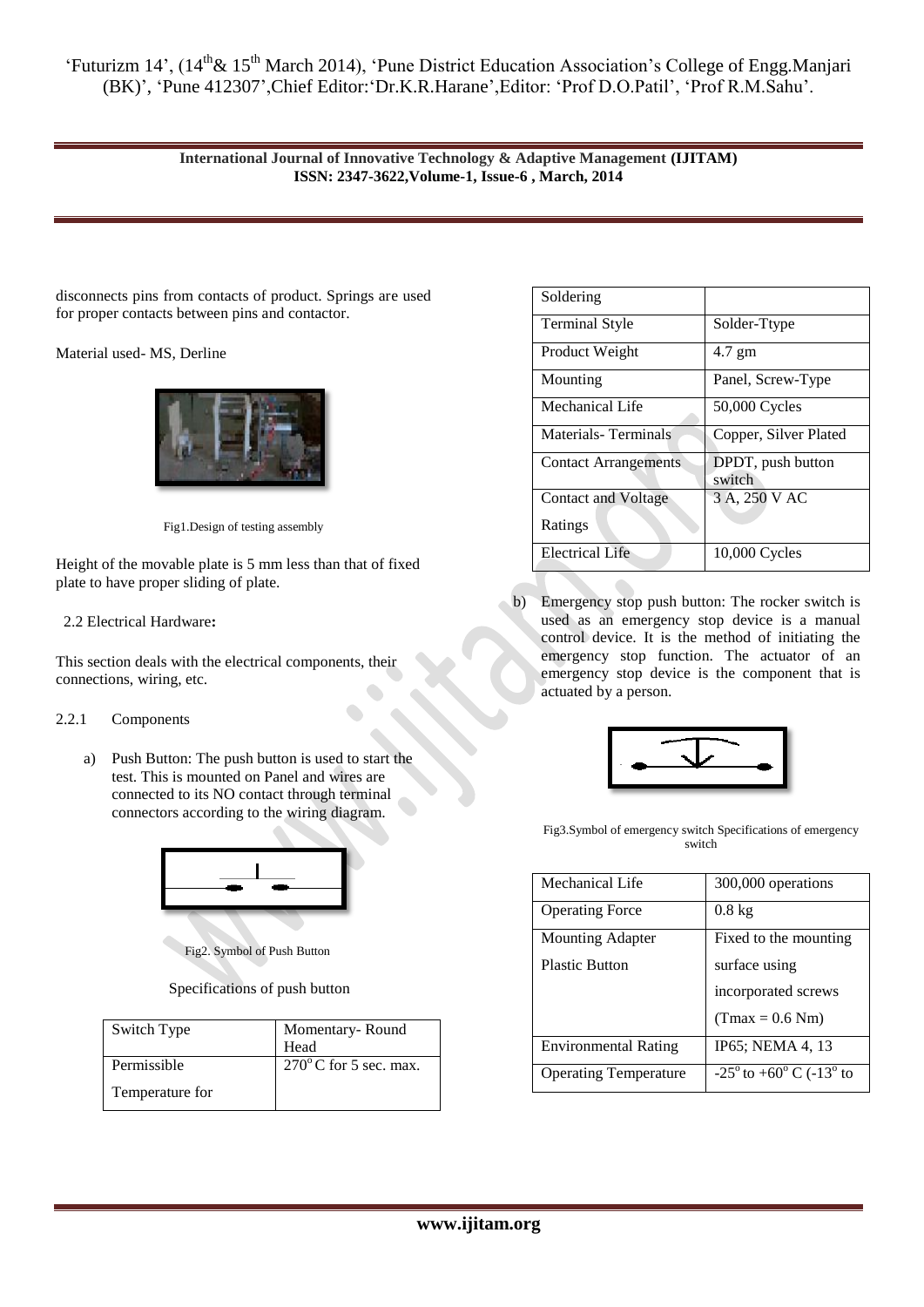disconnects pins from contacts of product. Springs are used for proper contacts between pins and contactor.

Material used- MS, Derline

Fig1.Design of testing assembly

Height of the movable plate is 5 mm less than that of fixed plate to have proper sliding of plate.

### 2.2 Electrical Hardware:

This section deals with the electrical components, their connections, wiring, etc.

#### 2.2.1 Components

a) Push Button: The push button is used to start the test. This is mounted on Panel and wires are connected to its NO contact through terminal connectors according to the wiring diagram.

Fig2. Symbol of Push Button

Specifications of push button

| Switch Type | Momentary- Round Head |
|---|---|
| Permissible Temperature for Soldering | 270°C for 5 sec. max. |
| Terminal Style | Solder-Ttype |
| Product Weight | 4.7 gm |
| Mounting | Panel, Screw-Type |
| Mechanical Life | 50,000 Cycles |
| Materials- Terminals | Copper, Silver Plated |
| Contact Arrangements | DPDT, push button switch |
| Contact and Voltage Ratings | 3 A, 250 V AC |
| Electrical Life | 10,000 Cycles |

b) Emergency stop push button: The rocker switch is used as an emergency stop device is a manual control device. It is the method of initiating the emergency stop function. The actuator of an emergency stop device is the component that is actuated by a person.

Fig3.Symbol of emergency switch Specifications of emergency switch

| Mechanical Life | 300,000 operations |
|---|---|
| Operating Force | 0.8 kg |
| Mounting Adapter Plastic Button | Fixed to the mounting surface using incorporated screws (Tmax = 0.6 Nm) |
| Environmental Rating | IP65; NEMA 4, 13 |
| Operating Temperature | -25° to +60° C (-13° to |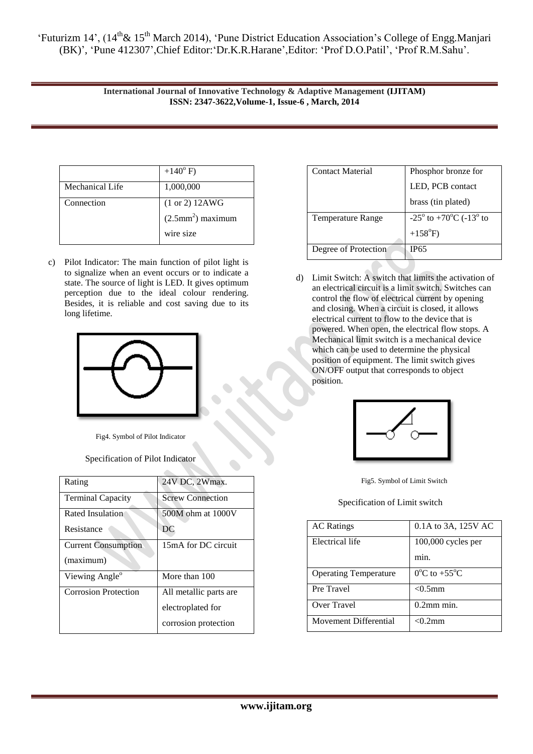|  | +140$^{o}$ F) |
| --- | --- |
| Mechanical Life | 1,000,000 |
| Connection | (1 or 2) 12AWG (2.5mm$^{2}$) maximum wire size |

c) Pilot Indicator: The main function of pilot light is to signalize when an event occurs or to indicate a state. The source of light is LED. It gives optimum perception due to the ideal colour rendering. Besides, it is reliable and cost saving due to its long lifetime.

Fig4. Symbol of Pilot Indicator

Specification of Pilot Indicator

| Rating | 24V DC, 2Wmax. |
| --- | --- |
| Terminal Capacity | Screw Connection |
| Rated Insulation Resistance | 500M ohm at 1000V DC |
| Current Consumption (maximum) | 15mA for DC circuit |
| Viewing Angle$^{o}$ | More than 100 |
| Corrosion Protection | All metallic parts are electroplated for corrosion protection |
| Contact Material | Phosphor bronze for LED, PCB contact brass (tin plated) |
| Temperature Range | -25$^{o}$ to +70$^{o}$C (-13$^{o}$ to +158$^{o}$F) |
| Degree of Protection | IP65 |

d) Limit Switch: A switch that limits the activation of an electrical circuit is a limit switch. Switches can control the flow of electrical current by opening and closing. When a circuit is closed, it allows electrical current to flow to the device that is powered. When open, the electrical flow stops. A Mechanical limit switch is a mechanical device which can be used to determine the physical position of equipment. The limit switch gives ON/OFF output that corresponds to object position.

Fig5. Symbol of Limit Switch

Specification of Limit switch

| AC Ratings | 0.1A to 3A, 125V AC |
| --- | --- |
| Electrical life | 100,000 cycles per min. |
| Operating Temperature | 0$^{o}$C to +55$^{o}$C |
| Pre Travel | <0.5mm |
| Over Travel | 0.2mm min. |
| Movement Differential | <0.2mm |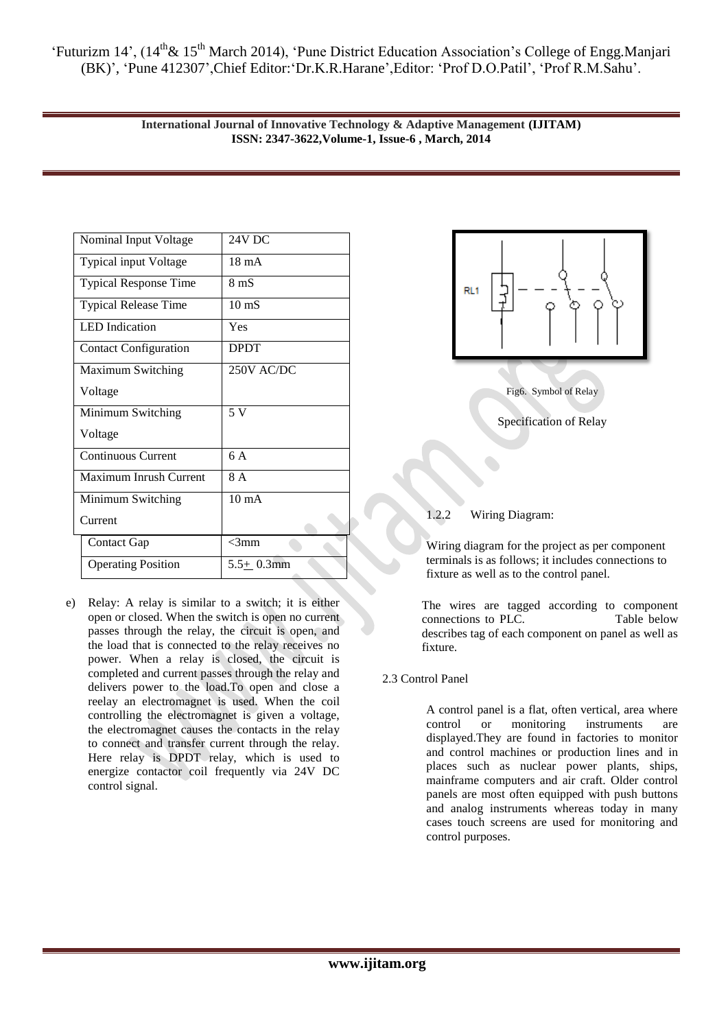| Nominal Input Voltage | 24V DC |
|---|---|
| Typical input Voltage | 18 mA |
| Typical Response Time | 8 mS |
| Typical Release Time | 10 mS |
| LED Indication | Yes |
| Contact Configuration | DPDT |
| Maximum Switching Voltage | 250V AC/DC |
| Minimum Switching Voltage | 5 V |
| Continuous Current | 6 A |
| Maximum Inrush Current | 8 A |
| Minimum Switching Current | 10 mA |
| Contact Gap | <3mm |
| Operating Position | 5.5+ 0.3mm |

e) Relay: A relay is similar to a switch; it is either open or closed. When the switch is open no current passes through the relay, the circuit is open, and the load that is connected to the relay receives no power. When a relay is closed, the circuit is completed and current passes through the relay and delivers power to the load.To open and close a reelay an electromagnet is used. When the coil controlling the electromagnet is given a voltage, the electromagnet causes the contacts in the relay to connect and transfer current through the relay. Here relay is DPDT relay, which is used to energize contactor coil frequently via 24V DC control signal.

Fig6. Symbol of Relay

Specification of Relay

### 1.2.2 Wiring Diagram:

Wiring diagram for the project as per component terminals is as follows; it includes connections to fixture as well as to the control panel.

The wires are tagged according to component connections to PLC. Table below describes tag of each component on panel as well as fixture.

### 2.3 Control Panel

A control panel is a flat, often vertical, area where control or monitoring instruments are displayed.They are found in factories to monitor and control machines or production lines and in places such as nuclear power plants, ships, mainframe computers and air craft. Older control panels are most often equipped with push buttons and analog instruments whereas today in many cases touch screens are used for monitoring and control purposes.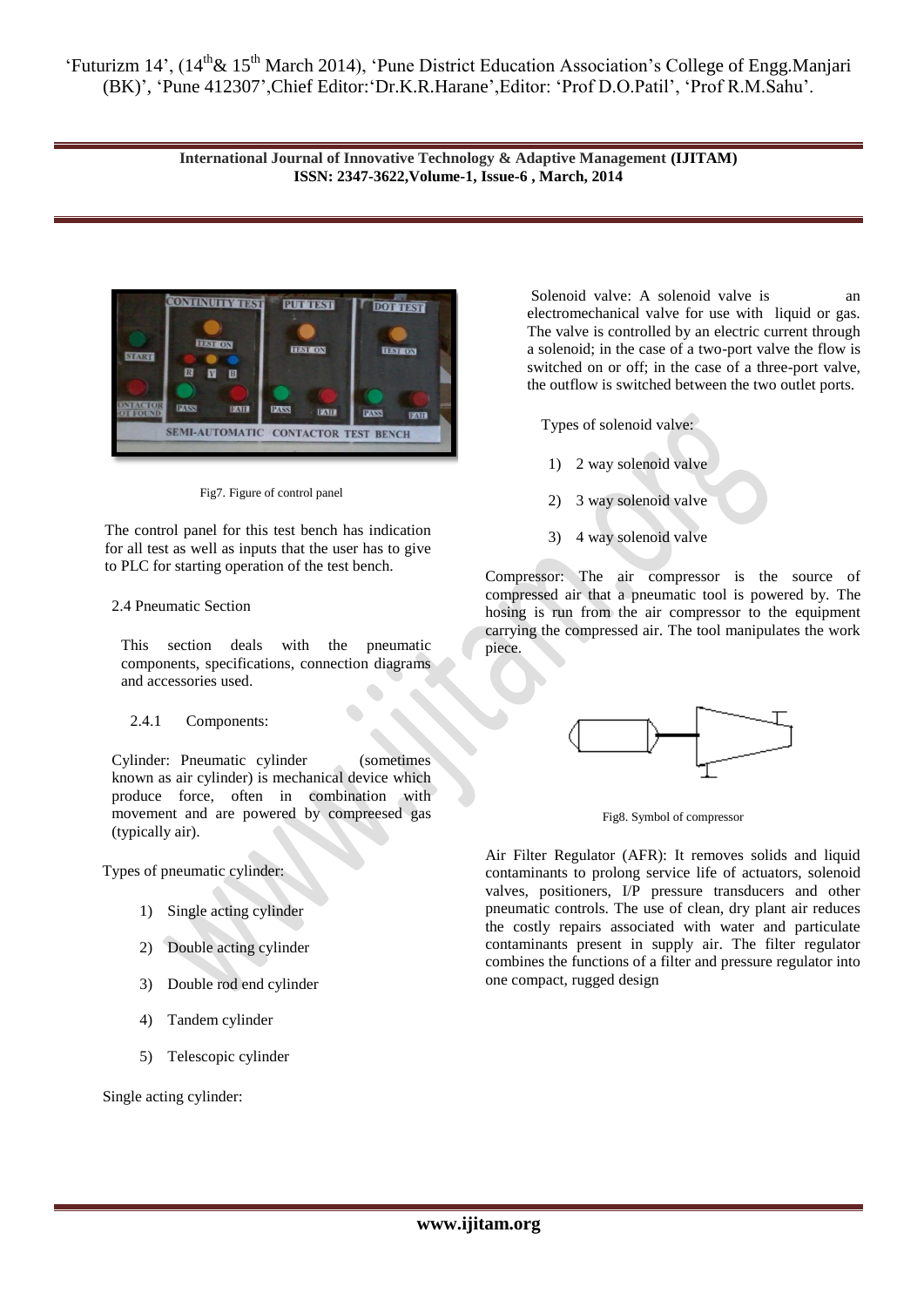Fig7. Figure of control panel

The control panel for this test bench has indication for all test as well as inputs that the user has to give to PLC for starting operation of the test bench.

### 2.4 Pneumatic Section

This section deals with the pneumatic components, specifications, connection diagrams and accessories used.

#### 2.4.1 Components:

Cylinder: Pneumatic cylinder (sometimes known as air cylinder) is mechanical device which produce force, often in combination with movement and are powered by compreesed gas (typically air).

Types of pneumatic cylinder:

1) Single acting cylinder
2) Double acting cylinder
3) Double rod end cylinder
4) Tandem cylinder
5) Telescopic cylinder

Single acting cylinder:

Solenoid valve: A solenoid valve is an electromechanical valve for use with liquid or gas. The valve is controlled by an electric current through a solenoid; in the case of a two-port valve the flow is switched on or off; in the case of a three-port valve, the outflow is switched between the two outlet ports.

Types of solenoid valve:

1) 2 way solenoid valve
2) 3 way solenoid valve
3) 4 way solenoid valve

Compressor: The air compressor is the source of compressed air that a pneumatic tool is powered by. The hosing is run from the air compressor to the equipment carrying the compressed air. The tool manipulates the work piece.

Fig8. Symbol of compressor

Air Filter Regulator (AFR): It removes solids and liquid contaminants to prolong service life of actuators, solenoid valves, positioners, I/P pressure transducers and other pneumatic controls. The use of clean, dry plant air reduces the costly repairs associated with water and particulate contaminants present in supply air. The filter regulator combines the functions of a filter and pressure regulator into one compact, rugged design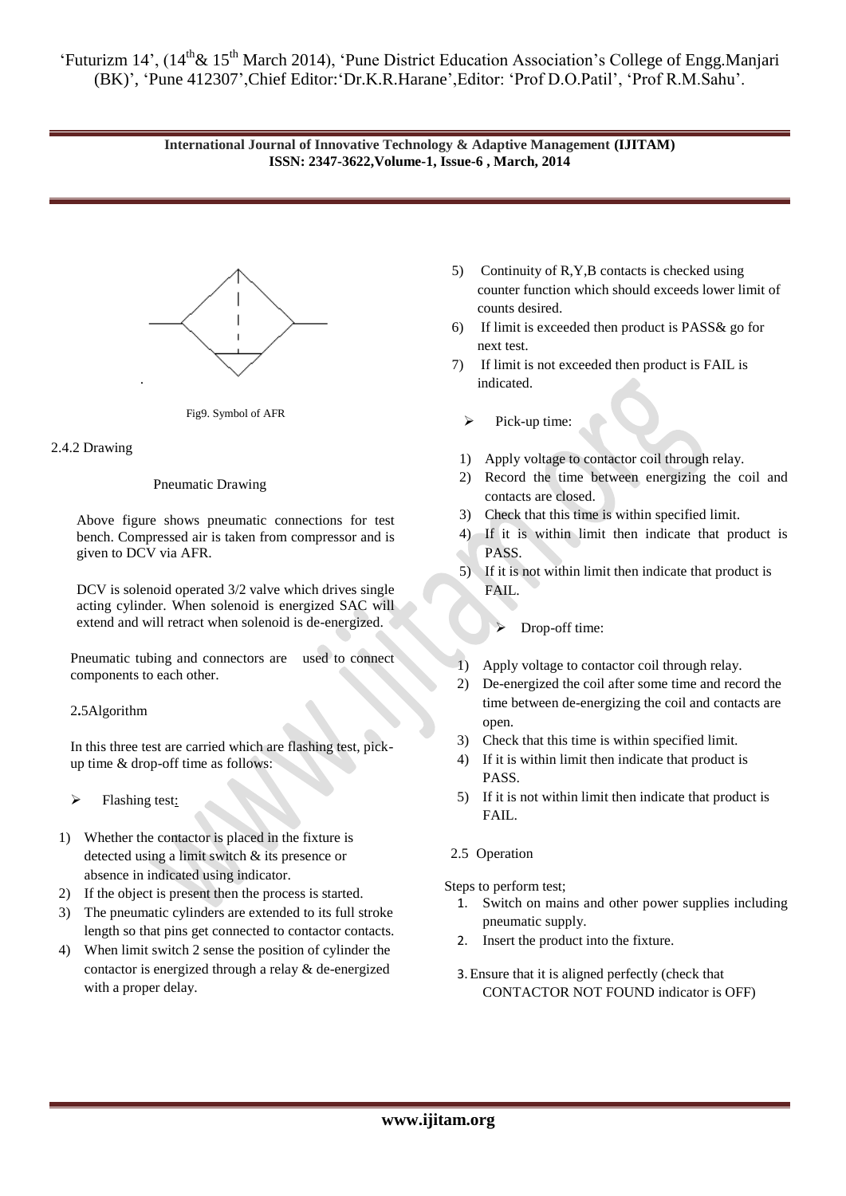Fig9. Symbol of AFR

2.4.2 Drawing

Pneumatic Drawing

Above figure shows pneumatic connections for test bench. Compressed air is taken from compressor and is given to DCV via AFR.

DCV is solenoid operated 3/2 valve which drives single acting cylinder. When solenoid is energized SAC will extend and will retract when solenoid is de-energized.

Pneumatic tubing and connectors are used to connect components to each other.

2.5Algorithm

In this three test are carried which are flashing test, pick-up time & drop-off time as follows:

- Flashing test:

1) Whether the contactor is placed in the fixture is detected using a limit switch & its presence or absence in indicated using indicator.
2) If the object is present then the process is started.
3) The pneumatic cylinders are extended to its full stroke length so that pins get connected to contactor contacts.
4) When limit switch 2 sense the position of cylinder the contactor is energized through a relay & de-energized with a proper delay.
5) Continuity of R,Y,B contacts is checked using counter function which should exceeds lower limit of counts desired.
6) If limit is exceeded then product is PASS& go for next test.
7) If limit is not exceeded then product is FAIL is indicated.

- Pick-up time:

1) Apply voltage to contactor coil through relay.
2) Record the time between energizing the coil and contacts are closed.
3) Check that this time is within specified limit.
4) If it is within limit then indicate that product is PASS.
5) If it is not within limit then indicate that product is FAIL.

- Drop-off time:

1) Apply voltage to contactor coil through relay.
2) De-energized the coil after some time and record the time between de-energizing the coil and contacts are open.
3) Check that this time is within specified limit.
4) If it is within limit then indicate that product is PASS.
5) If it is not within limit then indicate that product is FAIL.

2.5 Operation

Steps to perform test;

1. Switch on mains and other power supplies including pneumatic supply.
2. Insert the product into the fixture.
3. Ensure that it is aligned perfectly (check that CONTACTOR NOT FOUND indicator is OFF)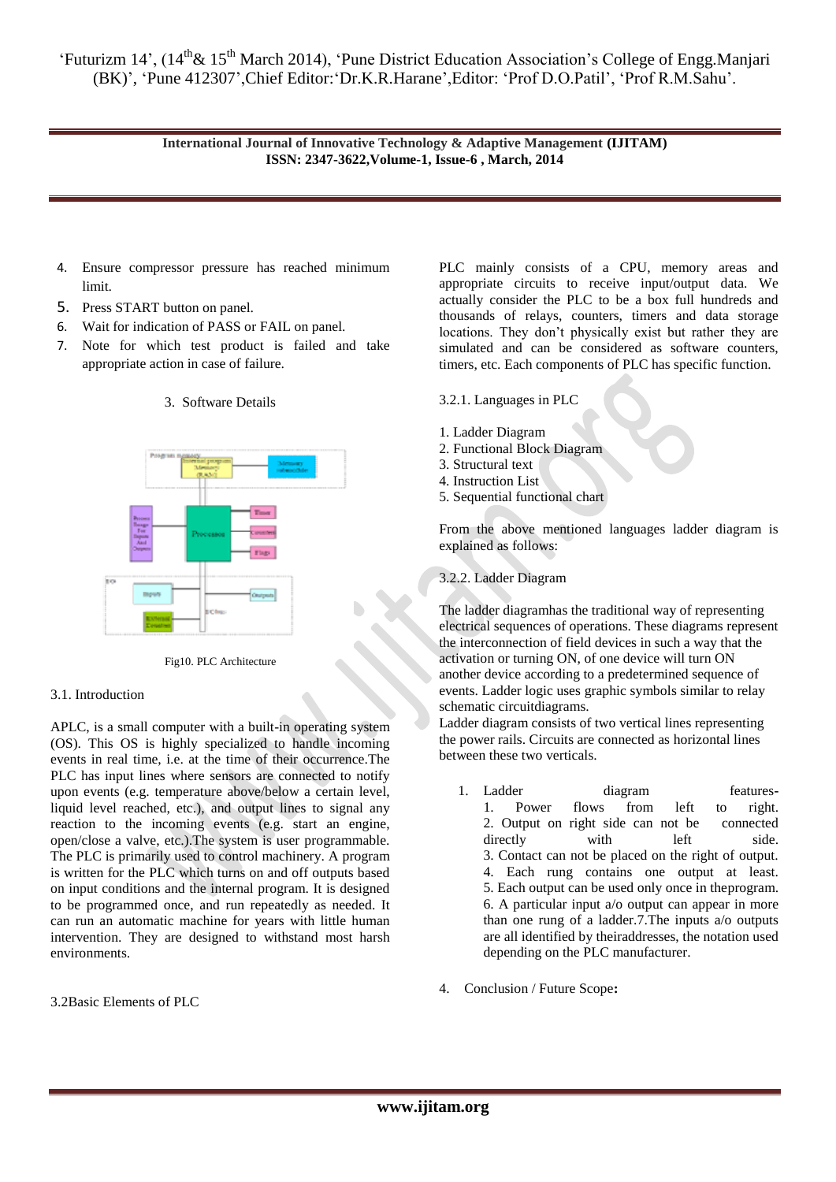4. Ensure compressor pressure has reached minimum limit.
5. Press START button on panel.
6. Wait for indication of PASS or FAIL on panel.
7. Note for which test product is failed and take appropriate action in case of failure.

## 3. Software Details

Fig10. PLC Architecture

### 3.1. Introduction

APLC, is a small computer with a built-in operating system (OS). This OS is highly specialized to handle incoming events in real time, i.e. at the time of their occurrence.The PLC has input lines where sensors are connected to notify upon events (e.g. temperature above/below a certain level, liquid level reached, etc.), and output lines to signal any reaction to the incoming events (e.g. start an engine, open/close a valve, etc.).The system is user programmable. The PLC is primarily used to control machinery. A program is written for the PLC which turns on and off outputs based on input conditions and the internal program. It is designed to be programmed once, and run repeatedly as needed. It can run an automatic machine for years with little human intervention. They are designed to withstand most harsh environments.

### 3.2Basic Elements of PLC

PLC mainly consists of a CPU, memory areas and appropriate circuits to receive input/output data. We actually consider the PLC to be a box full hundreds and thousands of relays, counters, timers and data storage locations. They don't physically exist but rather they are simulated and can be considered as software counters, timers, etc. Each components of PLC has specific function.

#### 3.2.1. Languages in PLC

1. Ladder Diagram
2. Functional Block Diagram
3. Structural text
4. Instruction List
5. Sequential functional chart

From the above mentioned languages ladder diagram is explained as follows:

#### 3.2.2. Ladder Diagram

The ladder diagramhas the traditional way of representing electrical sequences of operations. These diagrams represent the interconnection of field devices in such a way that the activation or turning ON, of one device will turn ON another device according to a predetermined sequence of events. Ladder logic uses graphic symbols similar to relay schematic circuitdiagrams.
Ladder diagram consists of two vertical lines representing the power rails. Circuits are connected as horizontal lines between these two verticals.

1. Ladder diagram features-
   1. Power flows from left to right.
   2. Output on right side can not be connected directly with left side.
   3. Contact can not be placed on the right of output.
   4. Each rung contains one output at least.
   5. Each output can be used only once in theprogram.
   6. A particular input a/o output can appear in more than one rung of a ladder.7.The inputs a/o outputs are all identified by theiraddresses, the notation used depending on the PLC manufacturer.

## 4. Conclusion / Future Scope**:**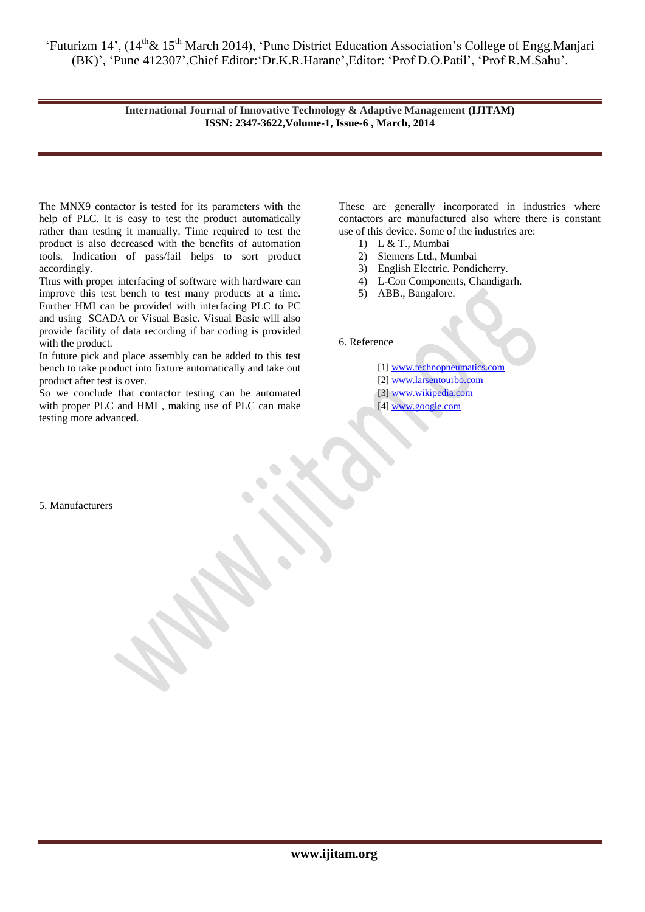The MNX9 contactor is tested for its parameters with the help of PLC. It is easy to test the product automatically rather than testing it manually. Time required to test the product is also decreased with the benefits of automation tools. Indication of pass/fail helps to sort product accordingly.

Thus with proper interfacing of software with hardware can improve this test bench to test many products at a time. Further HMI can be provided with interfacing PLC to PC and using SCADA or Visual Basic. Visual Basic will also provide facility of data recording if bar coding is provided with the product.

In future pick and place assembly can be added to this test bench to take product into fixture automatically and take out product after test is over.

So we conclude that contactor testing can be automated with proper PLC and HMI , making use of PLC can make testing more advanced.

## 5. Manufacturers

These are generally incorporated in industries where contactors are manufactured also where there is constant use of this device. Some of the industries are:

1) L & T., Mumbai
2) Siemens Ltd., Mumbai
3) English Electric. Pondicherry.
4) L-Con Components, Chandigarh.
5) ABB., Bangalore.

## 6. Reference

[1] www.technopneumatics.com

[2] www.larsentourbo.com

[3] www.wikipedia.com

[4] www.google.com